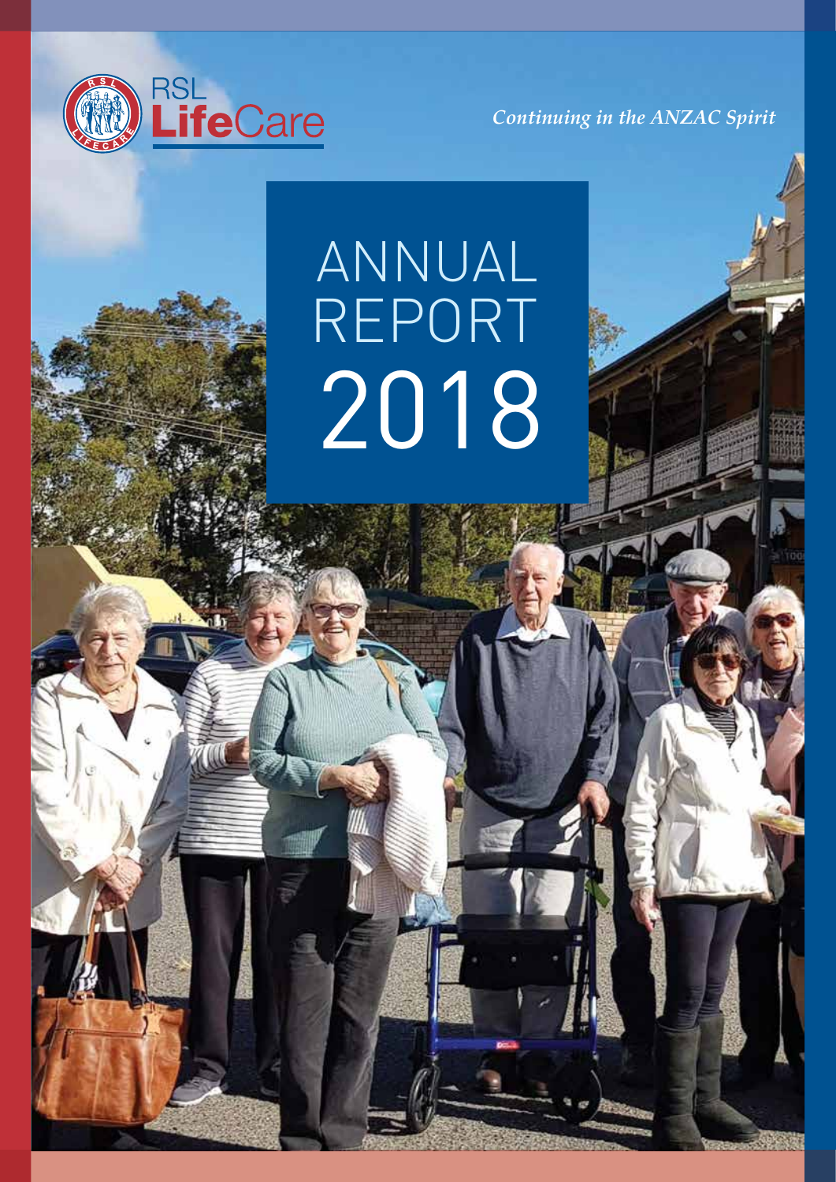RSL LifeCare

*Continuing in the ANZAC Spirit*

# ANNUAL REPORT 2018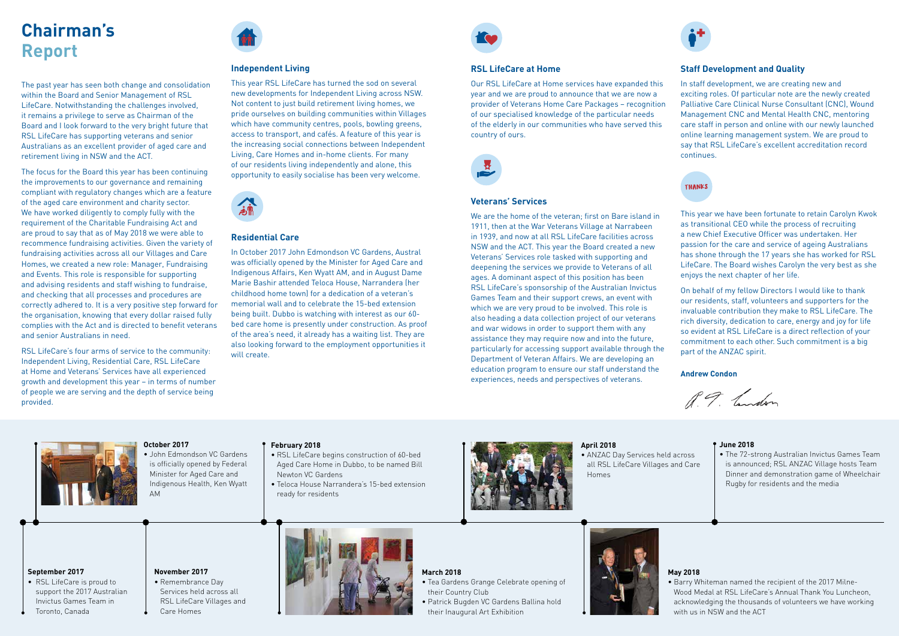# Chairman's Report

The past year has seen both change and consolidation within the Board and Senior Management of RSL LifeCare. Notwithstanding the challenges involved, it remains a privilege to serve as Chairman of the Board and I look forward to the very bright future that RSL LifeCare has supporting veterans and senior Australians as an excellent provider of aged care and retirement living in NSW and the ACT.

The focus for the Board this year has been continuing the improvements to our governance and remaining compliant with regulatory changes which are a feature of the aged care environment and charity sector. We have worked diligently to comply fully with the requirement of the Charitable Fundraising Act and are proud to say that as of May 2018 we were able to recommence fundraising activities. Given the variety of fundraising activities across all our Villages and Care Homes, we created a new role: Manager, Fundraising and Events. This role is responsible for supporting and advising residents and staff wishing to fundraise, and checking that all processes and procedures are correctly adhered to. It is a very positive step forward for the organisation, knowing that every dollar raised fully complies with the Act and is directed to benefit veterans and senior Australians in need.

RSL LifeCare's four arms of service to the community: Independent Living, Residential Care, RSL LifeCare at Home and Veterans' Services have all experienced growth and development this year – in terms of number of people we are serving and the depth of service being provided.

### Independent Living

This year RSL LifeCare has turned the sod on several new developments for Independent Living across NSW. Not content to just build retirement living homes, we pride ourselves on building communities within Villages which have community centres, pools, bowling greens, access to transport, and cafés. A feature of this year is the increasing social connections between Independent Living, Care Homes and in-home clients. For many of our residents living independently and alone, this opportunity to easily socialise has been very welcome.

### Residential Care

In October 2017 John Edmondson VC Gardens, Austral was officially opened by the Minister for Aged Care and Indigenous Affairs, Ken Wyatt AM, and in August Dame Marie Bashir attended Teloca House, Narrandera (her childhood home town) for a dedication of a veteran's memorial wall and to celebrate the 15-bed extension being built. Dubbo is watching with interest as our 60-bed care home is presently under construction. As proof of the area's need, it already has a waiting list. They are also looking forward to the employment opportunities it will create.

### RSL LifeCare at Home

Our RSL LifeCare at Home services have expanded this year and we are proud to announce that we are now a provider of Veterans Home Care Packages – recognition of our specialised knowledge of the particular needs of the elderly in our communities who have served this country of ours.

### Veterans' Services

We are the home of the veteran; first on Bare island in 1911, then at the War Veterans Village at Narrabeen in 1939, and now at all RSL LifeCare facilities across NSW and the ACT. This year the Board created a new Veterans' Services role tasked with supporting and deepening the services we provide to Veterans of all ages. A dominant aspect of this position has been RSL LifeCare's sponsorship of the Australian Invictus Games Team and their support crews, an event with which we are very proud to be involved. This role is also heading a data collection project of our veterans and war widows in order to support them with any assistance they may require now and into the future, particularly for accessing support available through the Department of Veteran Affairs. We are developing an education program to ensure our staff understand the experiences, needs and perspectives of veterans.

### Staff Development and Quality

In staff development, we are creating new and exciting roles. Of particular note are the newly created Palliative Care Clinical Nurse Consultant (CNC), Wound Management CNC and Mental Health CNC, mentoring care staff in person and online with our newly launched online learning management system. We are proud to say that RSL LifeCare's excellent accreditation record continues.

### THANKS

This year we have been fortunate to retain Carolyn Kwok as transitional CEO while the process of recruiting a new Chief Executive Officer was undertaken. Her passion for the care and service of ageing Australians has shone through the 17 years she has worked for RSL LifeCare. The Board wishes Carolyn the very best as she enjoys the next chapter of her life.

On behalf of my fellow Directors I would like to thank our residents, staff, volunteers and supporters for the invaluable contribution they make to RSL LifeCare. The rich diversity, dedication to care, energy and joy for life so evident at RSL LifeCare is a direct reflection of your commitment to each other. Such commitment is a big part of the ANZAC spirit.

**Andrew Condon**

---

**September 2017**
- RSL LifeCare is proud to support the 2017 Australian Invictus Games Team in Toronto, Canada

**October 2017**
- John Edmondson VC Gardens is officially opened by Federal Minister for Aged Care and Indigenous Health, Ken Wyatt AM

**November 2017**
- Remembrance Day Services held across all RSL LifeCare Villages and Care Homes

**February 2018**
- RSL LifeCare begins construction of 60-bed Aged Care Home in Dubbo, to be named Bill Newton VC Gardens
- Teloca House Narrandera's 15-bed extension ready for residents

**March 2018**
- Tea Gardens Grange Celebrate opening of their Country Club
- Patrick Bugden VC Gardens Ballina hold their Inaugural Art Exhibition

**April 2018**
- ANZAC Day Services held across all RSL LifeCare Villages and Care Homes

**May 2018**
- Barry Whiteman named the recipient of the 2017 Milne-Wood Medal at RSL LifeCare's Annual Thank You Luncheon, acknowledging the thousands of volunteers we have working with us in NSW and the ACT

**June 2018**
- The 72-strong Australian Invictus Games Team is announced; RSL ANZAC Village hosts Team Dinner and demonstration game of Wheelchair Rugby for residents and the media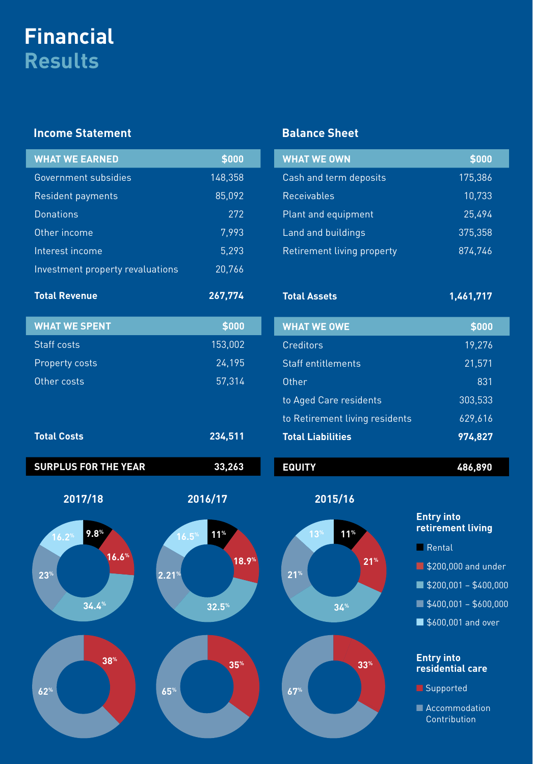# Financial Results

## Income Statement

| WHAT WE EARNED | $000 |
|---|---|
| Government subsidies | 148,358 |
| Resident payments | 85,092 |
| Donations | 272 |
| Other income | 7,993 |
| Interest income | 5,293 |
| Investment property revaluations | 20,766 |
| **Total Revenue** | **267,774** |

| WHAT WE SPENT | $000 |
|---|---|
| Staff costs | 153,002 |
| Property costs | 24,195 |
| Other costs | 57,314 |
| **Total Costs** | **234,511** |
| **SURPLUS FOR THE YEAR** | **33,263** |

## Balance Sheet

| WHAT WE OWN | $000 |
|---|---|
| Cash and term deposits | 175,386 |
| Receivables | 10,733 |
| Plant and equipment | 25,494 |
| Land and buildings | 375,358 |
| Retirement living property | 874,746 |
| **Total Assets** | **1,461,717** |

| WHAT WE OWE | $000 |
|---|---|
| Creditors | 19,276 |
| Staff entitlements | 21,571 |
| Other | 831 |
| to Aged Care residents | 303,533 |
| to Retirement living residents | 629,616 |
| **Total Liabilities** | **974,827** |
| **EQUITY** | **486,890** |

### Entry into retirement living

| | 2017/18 | 2016/17 | 2015/16 |
|---|---|---|---|
| Rental | 9.8% | 11% | 11% |
| $200,000 and under | 16.6% | 18.9% | 21% |
| $200,001 – $400,000 | 34.4% | 32.5% | 34% |
| $400,001 – $600,000 | 23% | 2.21% | 21% |
| $600,001 and over | 16.2% | 16.5% | 13% |

### Entry into residential care

| | 2017/18 | 2016/17 | 2015/16 |
|---|---|---|---|
| Supported | 38% | 35% | 33% |
| Accommodation Contribution | 62% | 65% | 67% |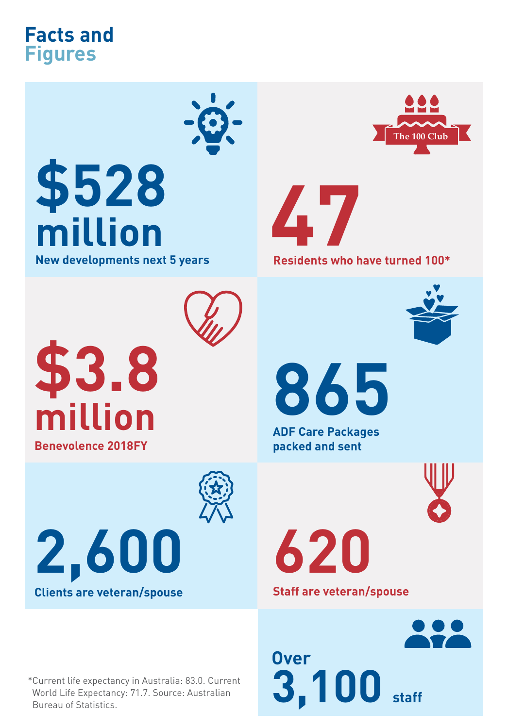# Facts and Figures

**$528 million**
New developments next 5 years

The 100 Club

**47**
Residents who have turned 100*

**$3.8 million**
Benevolence 2018FY

**865**
ADF Care Packages packed and sent

**2,600**
Clients are veteran/spouse

**620**
Staff are veteran/spouse

**Over 3,100 staff**

*Current life expectancy in Australia: 83.0. Current World Life Expectancy: 71.7. Source: Australian Bureau of Statistics.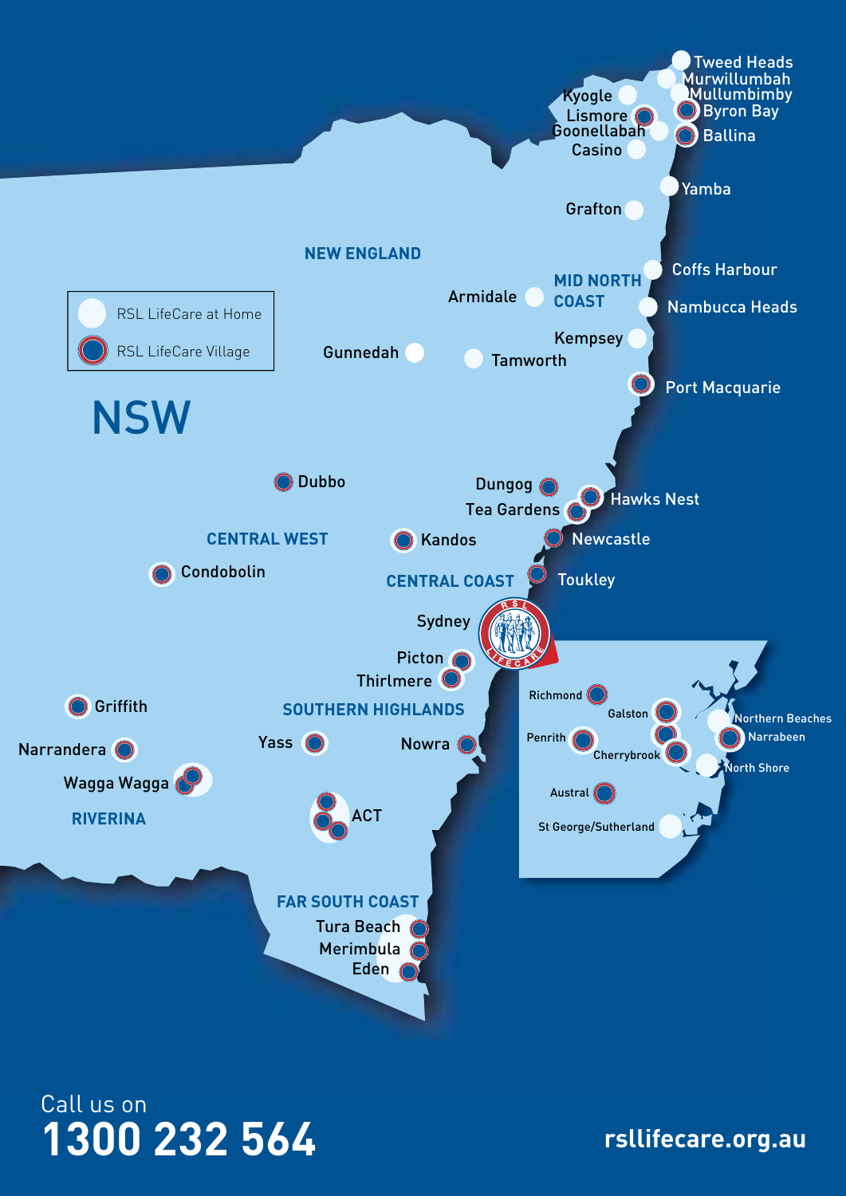NSW

RSL LifeCare at Home

RSL LifeCare Village

NEW ENGLAND

MID NORTH COAST

CENTRAL WEST

CENTRAL COAST

SOUTHERN HIGHLANDS

RIVERINA

FAR SOUTH COAST

Tweed Heads
Murwillumbah
Mullumbimby
Byron Bay
Ballina
Kyogle
Lismore
Goonellabah
Casino
Yamba
Grafton
Coffs Harbour
Armidale
Nambucca Heads
Kempsey
Gunnedah
Tamworth
Port Macquarie
Dubbo
Dungog
Tea Gardens
Hawks Nest
Kandos
Newcastle
Condobolin
Toukley
Sydney
Picton
Thirlmere
Griffith
Narrandera
Wagga Wagga
Yass
Nowra
ACT
Tura Beach
Merimbula
Eden

Richmond
Galston
Penrith
Cherrybrook
Northern Beaches
Narrabeen
North Shore
Austral
St George/Sutherland

Call us on
**1300 232 564**

**rsllifecare.org.au**